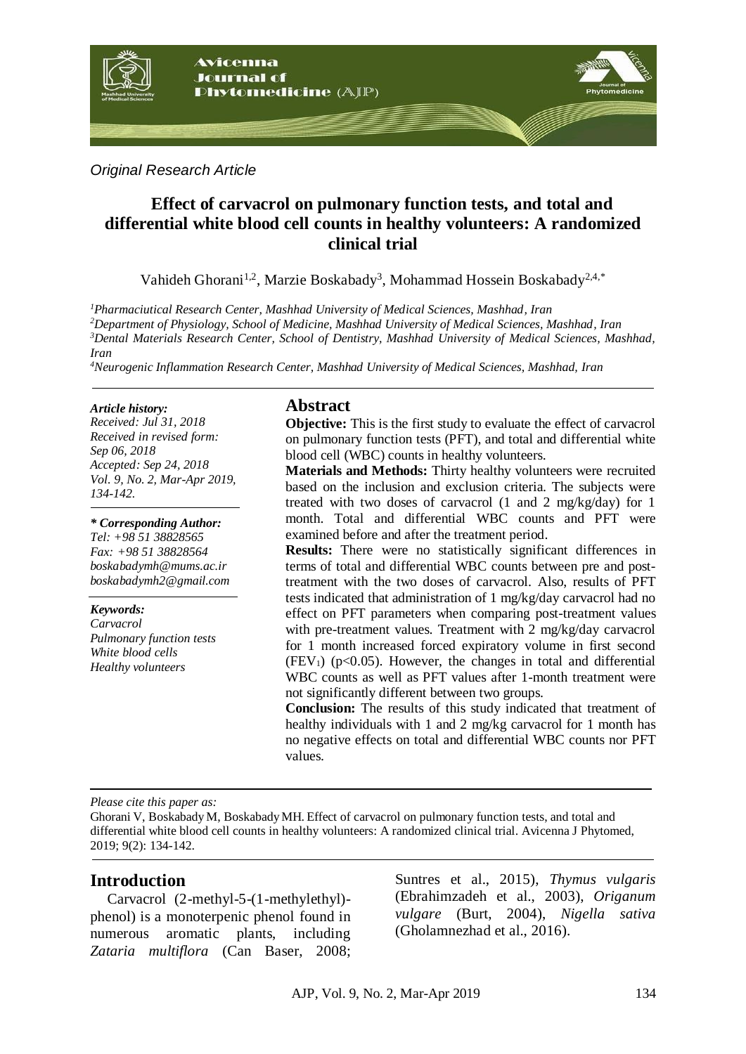*Original Research Article*

# Effect of carvacrol on pulmonary function tests, and total and differential white blood cell counts in healthy volunteers: A randomized clinical trial

Vahideh Ghorani[1,2], Marzie Boskabady[3], Mohammad Hossein Boskabady[2,4,*]

[1]Pharmaciutical Research Center, Mashhad University of Medical Sciences, Mashhad, Iran
[2]Department of Physiology, School of Medicine, Mashhad University of Medical Sciences, Mashhad, Iran
[3]Dental Materials Research Center, School of Dentistry, Mashhad University of Medical Sciences, Mashhad, Iran
[4]Neurogenic Inflammation Research Center, Mashhad University of Medical Sciences, Mashhad, Iran

*Article history:*
*Received: Jul 31, 2018*
*Received in revised form: Sep 06, 2018*
*Accepted: Sep 24, 2018*
*Vol. 9, No. 2, Mar-Apr 2019, 134-142.*

*** Corresponding Author:**
*Tel: +98 51 38828565*
*Fax: +98 51 38828564*
*boskabadymh@mums.ac.ir*
*boskabadymh2@gmail.com*

*Keywords:*
*Carvacrol*
*Pulmonary function tests*
*White blood cells*
*Healthy volunteers*

## Abstract

**Objective:** This is the first study to evaluate the effect of carvacrol on pulmonary function tests (PFT), and total and differential white blood cell (WBC) counts in healthy volunteers.

**Materials and Methods:** Thirty healthy volunteers were recruited based on the inclusion and exclusion criteria. The subjects were treated with two doses of carvacrol (1 and 2 mg/kg/day) for 1 month. Total and differential WBC counts and PFT were examined before and after the treatment period.

**Results:** There were no statistically significant differences in terms of total and differential WBC counts between pre and post-treatment with the two doses of carvacrol. Also, results of PFT tests indicated that administration of 1 mg/kg/day carvacrol had no effect on PFT parameters when comparing post-treatment values with pre-treatment values. Treatment with 2 mg/kg/day carvacrol for 1 month increased forced expiratory volume in first second ($FEV_1$) ($p<0.05$). However, the changes in total and differential WBC counts as well as PFT values after 1-month treatment were not significantly different between two groups.

**Conclusion:** The results of this study indicated that treatment of healthy individuals with 1 and 2 mg/kg carvacrol for 1 month has no negative effects on total and differential WBC counts nor PFT values.

*Please cite this paper as:*
Ghorani V, Boskabady M, Boskabady MH. Effect of carvacrol on pulmonary function tests, and total and differential white blood cell counts in healthy volunteers: A randomized clinical trial. Avicenna J Phytomed, 2019; 9(2): 134-142.

## Introduction

Carvacrol (2-methyl-5-(1-methylethyl)-phenol) is a monoterpenic phenol found in numerous aromatic plants, including *Zataria multiflora* (Can Baser, 2008; Suntres et al., 2015), *Thymus vulgaris* (Ebrahimzadeh et al., 2003), *Origanum vulgare* (Burt, 2004), *Nigella sativa* (Gholamnezhad et al., 2016).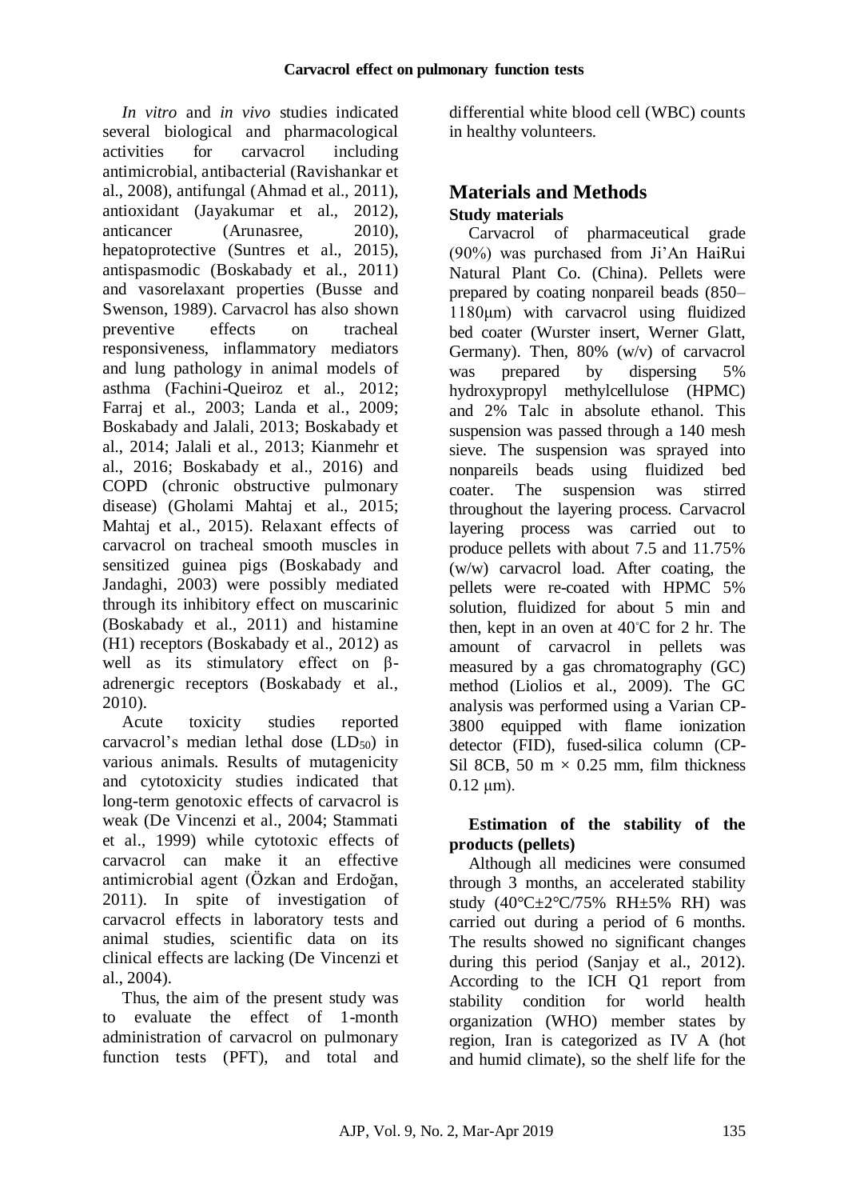*In vitro* and *in vivo* studies indicated several biological and pharmacological activities for carvacrol including antimicrobial, antibacterial (Ravishankar et al., 2008), antifungal (Ahmad et al., 2011), antioxidant (Jayakumar et al., 2012), anticancer (Arunasree, 2010), hepatoprotective (Suntres et al., 2015), antispasmodic (Boskabady et al., 2011) and vasorelaxant properties (Busse and Swenson, 1989). Carvacrol has also shown preventive effects on tracheal responsiveness, inflammatory mediators and lung pathology in animal models of asthma (Fachini-Queiroz et al., 2012; Farraj et al., 2003; Landa et al., 2009; Boskabady and Jalali, 2013; Boskabady et al., 2014; Jalali et al., 2013; Kianmehr et al., 2016; Boskabady et al., 2016) and COPD (chronic obstructive pulmonary disease) (Gholami Mahtaj et al., 2015; Mahtaj et al., 2015). Relaxant effects of carvacrol on tracheal smooth muscles in sensitized guinea pigs (Boskabady and Jandaghi, 2003) were possibly mediated through its inhibitory effect on muscarinic (Boskabady et al., 2011) and histamine (H1) receptors (Boskabady et al., 2012) as well as its stimulatory effect on β-adrenergic receptors (Boskabady et al., 2010).

Acute toxicity studies reported carvacrol's median lethal dose ($LD_{50}$) in various animals. Results of mutagenicity and cytotoxicity studies indicated that long-term genotoxic effects of carvacrol is weak (De Vincenzi et al., 2004; Stammati et al., 1999) while cytotoxic effects of carvacrol can make it an effective antimicrobial agent (Özkan and Erdoğan, 2011). In spite of investigation of carvacrol effects in laboratory tests and animal studies, scientific data on its clinical effects are lacking (De Vincenzi et al., 2004).

Thus, the aim of the present study was to evaluate the effect of 1-month administration of carvacrol on pulmonary function tests (PFT), and total and differential white blood cell (WBC) counts in healthy volunteers.

## Materials and Methods

### Study materials

Carvacrol of pharmaceutical grade (90%) was purchased from Ji'An HaiRui Natural Plant Co. (China). Pellets were prepared by coating nonpareil beads (850–1180μm) with carvacrol using fluidized bed coater (Wurster insert, Werner Glatt, Germany). Then, 80% (w/v) of carvacrol was prepared by dispersing 5% hydroxypropyl methylcellulose (HPMC) and 2% Talc in absolute ethanol. This suspension was passed through a 140 mesh sieve. The suspension was sprayed into nonpareils beads using fluidized bed coater. The suspension was stirred throughout the layering process. Carvacrol layering process was carried out to produce pellets with about 7.5 and 11.75% (w/w) carvacrol load. After coating, the pellets were re-coated with HPMC 5% solution, fluidized for about 5 min and then, kept in an oven at 40°C for 2 hr. The amount of carvacrol in pellets was measured by a gas chromatography (GC) method (Liolios et al., 2009). The GC analysis was performed using a Varian CP-3800 equipped with flame ionization detector (FID), fused-silica column (CP-Sil 8CB, 50 m × 0.25 mm, film thickness 0.12 μm).

### Estimation of the stability of the products (pellets)

Although all medicines were consumed through 3 months, an accelerated stability study (40°C±2°C/75% RH±5% RH) was carried out during a period of 6 months. The results showed no significant changes during this period (Sanjay et al., 2012). According to the ICH Q1 report from stability condition for world health organization (WHO) member states by region, Iran is categorized as IV A (hot and humid climate), so the shelf life for the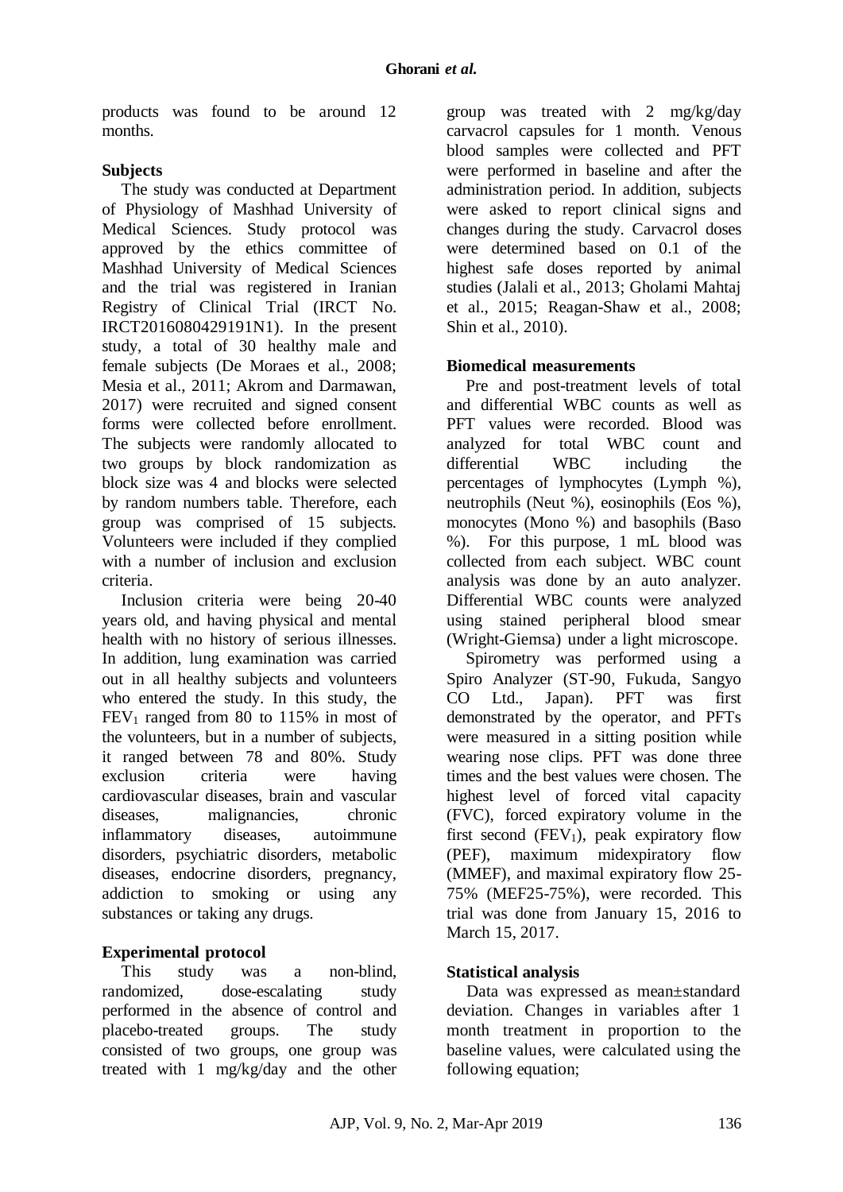products was found to be around 12 months.

## Subjects

The study was conducted at Department of Physiology of Mashhad University of Medical Sciences. Study protocol was approved by the ethics committee of Mashhad University of Medical Sciences and the trial was registered in Iranian Registry of Clinical Trial (IRCT No. IRCT2016080429191N1). In the present study, a total of 30 healthy male and female subjects (De Moraes et al., 2008; Mesia et al., 2011; Akrom and Darmawan, 2017) were recruited and signed consent forms were collected before enrollment. The subjects were randomly allocated to two groups by block randomization as block size was 4 and blocks were selected by random numbers table. Therefore, each group was comprised of 15 subjects. Volunteers were included if they complied with a number of inclusion and exclusion criteria.

Inclusion criteria were being 20-40 years old, and having physical and mental health with no history of serious illnesses. In addition, lung examination was carried out in all healthy subjects and volunteers who entered the study. In this study, the $FEV_1$ ranged from 80 to 115% in most of the volunteers, but in a number of subjects, it ranged between 78 and 80%. Study exclusion criteria were having cardiovascular diseases, brain and vascular diseases, malignancies, chronic inflammatory diseases, autoimmune disorders, psychiatric disorders, metabolic diseases, endocrine disorders, pregnancy, addiction to smoking or using any substances or taking any drugs.

## Experimental protocol

This study was a non-blind, randomized, dose-escalating study performed in the absence of control and placebo-treated groups. The study consisted of two groups, one group was treated with 1 mg/kg/day and the other group was treated with 2 mg/kg/day carvacrol capsules for 1 month. Venous blood samples were collected and PFT were performed in baseline and after the administration period. In addition, subjects were asked to report clinical signs and changes during the study. Carvacrol doses were determined based on 0.1 of the highest safe doses reported by animal studies (Jalali et al., 2013; Gholami Mahtaj et al., 2015; Reagan-Shaw et al., 2008; Shin et al., 2010).

## Biomedical measurements

Pre and post-treatment levels of total and differential WBC counts as well as PFT values were recorded. Blood was analyzed for total WBC count and differential WBC including the percentages of lymphocytes (Lymph %), neutrophils (Neut %), eosinophils (Eos %), monocytes (Mono %) and basophils (Baso %). For this purpose, 1 mL blood was collected from each subject. WBC count analysis was done by an auto analyzer. Differential WBC counts were analyzed using stained peripheral blood smear (Wright-Giemsa) under a light microscope.

Spirometry was performed using a Spiro Analyzer (ST-90, Fukuda, Sangyo CO Ltd., Japan). PFT was first demonstrated by the operator, and PFTs were measured in a sitting position while wearing nose clips. PFT was done three times and the best values were chosen. The highest level of forced vital capacity (FVC), forced expiratory volume in the first second ($FEV_1$), peak expiratory flow (PEF), maximum midexpiratory flow (MMEF), and maximal expiratory flow 25-75% (MEF25-75%), were recorded. This trial was done from January 15, 2016 to March 15, 2017.

## Statistical analysis

Data was expressed as mean±standard deviation. Changes in variables after 1 month treatment in proportion to the baseline values, were calculated using the following equation;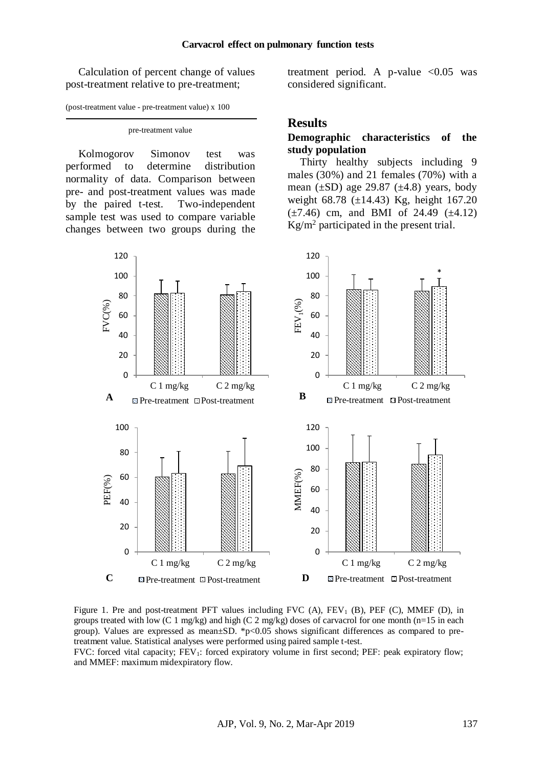Calculation of percent change of values post-treatment relative to pre-treatment;

$$\frac{(\text{post-treatment value} - \text{pre-treatment value}) \times 100}{\text{pre-treatment value}}$$

Kolmogorov Simonov test was performed to determine distribution normality of data. Comparison between pre- and post-treatment values was made by the paired t-test. Two-independent sample test was used to compare variable changes between two groups during the treatment period. A p-value <0.05 was considered significant.

## Results

### Demographic characteristics of the study population

Thirty healthy subjects including 9 males (30%) and 21 females (70%) with a mean (±SD) age 29.87 (±4.8) years, body weight 68.78 (±14.43) Kg, height 167.20 (±7.46) cm, and BMI of 24.49 (±4.12) $Kg/m^2$ participated in the present trial.

A
FVC(%)
120
100
80
60
40
20
0
C 1 mg/kg
C 2 mg/kg
Pre-treatment Post-treatment

B
$FEV_1$(%)
120
100
80
60
40
20
0
*
C 1 mg/kg
C 2 mg/kg
Pre-treatment Post-treatment

C
PEF(%)
100
80
60
40
20
0
C 1 mg/kg
C 2 mg/kg
Pre-treatment Post-treatment

D
MMEF(%)
120
100
80
60
40
20
0
C 1 mg/kg
C 2 mg/kg
Pre-treatment Post-treatment

Figure 1. Pre and post-treatment PFT values including FVC (A), $FEV_1$ (B), PEF (C), MMEF (D), in groups treated with low (C 1 mg/kg) and high (C 2 mg/kg) doses of carvacrol for one month (n=15 in each group). Values are expressed as mean±SD. *p<0.05 shows significant differences as compared to pre-treatment value. Statistical analyses were performed using paired sample t-test.

FVC: forced vital capacity; $FEV_1$: forced expiratory volume in first second; PEF: peak expiratory flow; and MMEF: maximum midexpiratory flow.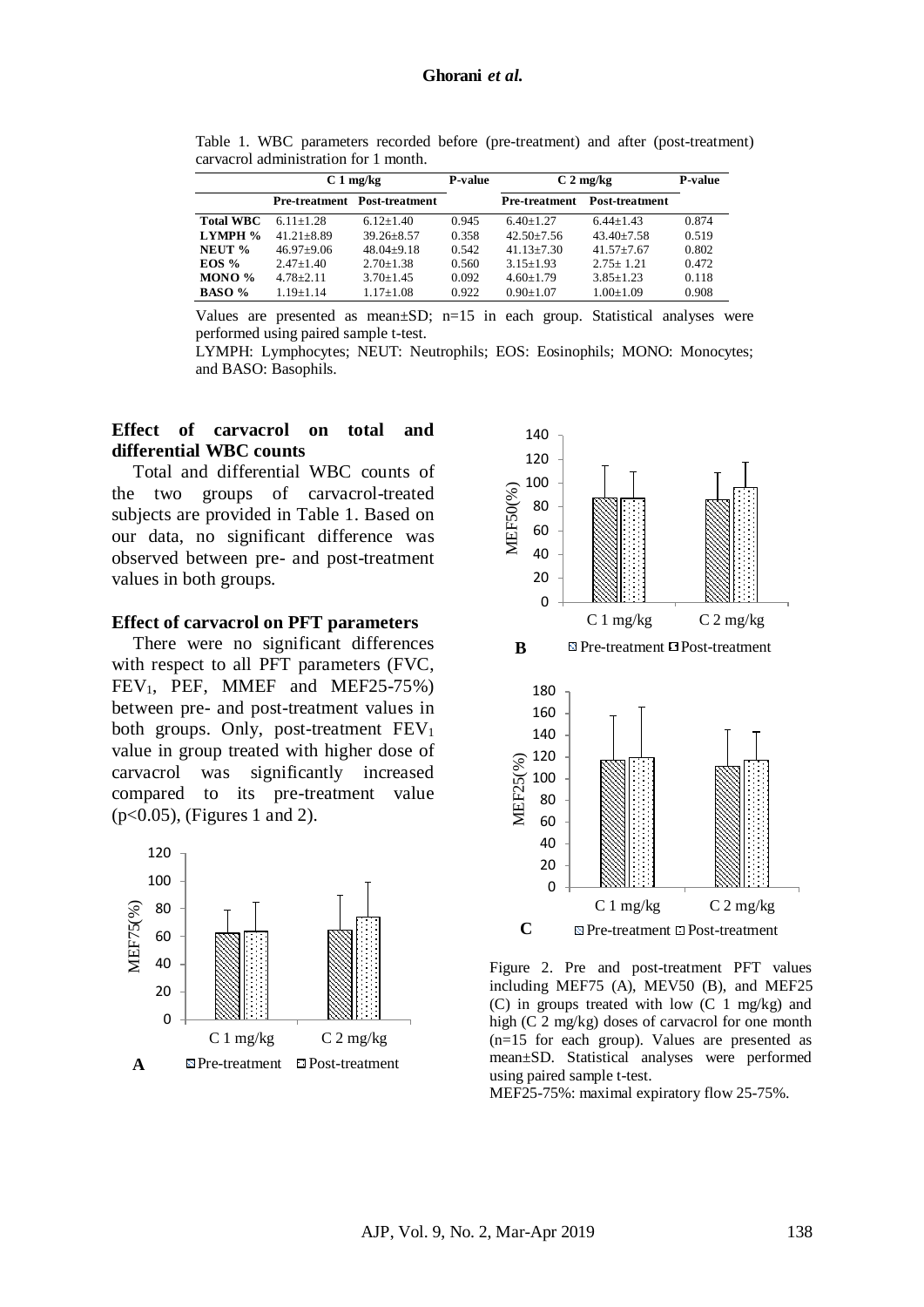Table 1. WBC parameters recorded before (pre-treatment) and after (post-treatment) carvacrol administration for 1 month.

| | C 1 mg/kg | | P-value | C 2 mg/kg | | P-value |
|---|---|---|---|---|---|---|
| | Pre-treatment | Post-treatment | | Pre-treatment | Post-treatment | |
| **Total WBC** | 6.11±1.28 | 6.12±1.40 | 0.945 | 6.40±1.27 | 6.44±1.43 | 0.874 |
| **LYMPH %** | 41.21±8.89 | 39.26±8.57 | 0.358 | 42.50±7.56 | 43.40±7.58 | 0.519 |
| **NEUT %** | 46.97±9.06 | 48.04±9.18 | 0.542 | 41.13±7.30 | 41.57±7.67 | 0.802 |
| **EOS %** | 2.47±1.40 | 2.70±1.38 | 0.560 | 3.15±1.93 | 2.75± 1.21 | 0.472 |
| **MONO %** | 4.78±2.11 | 3.70±1.45 | 0.092 | 4.60±1.79 | 3.85±1.23 | 0.118 |
| **BASO %** | 1.19±1.14 | 1.17±1.08 | 0.922 | 0.90±1.07 | 1.00±1.09 | 0.908 |

Values are presented as mean±SD; n=15 in each group. Statistical analyses were performed using paired sample t-test.

LYMPH: Lymphocytes; NEUT: Neutrophils; EOS: Eosinophils; MONO: Monocytes; and BASO: Basophils.

### Effect of carvacrol on total and differential WBC counts

Total and differential WBC counts of the two groups of carvacrol-treated subjects are provided in Table 1. Based on our data, no significant difference was observed between pre- and post-treatment values in both groups.

### Effect of carvacrol on PFT parameters

There were no significant differences with respect to all PFT parameters (FVC, $FEV_1$, PEF, MMEF and MEF25-75%) between pre- and post-treatment values in both groups. Only, post-treatment $FEV_1$ value in group treated with higher dose of carvacrol was significantly increased compared to its pre-treatment value ($p<0.05$), (Figures 1 and 2).

A

MEF75(%)

0
20
40
60
80
100
120

C 1 mg/kg
C 2 mg/kg

Pre-treatment
Post-treatment

B

MEF50(%)

0
20
40
60
80
100
120
140

C 1 mg/kg
C 2 mg/kg

Pre-treatment
Post-treatment

C

MEF25(%)

0
20
40
60
80
100
120
140
160
180

C 1 mg/kg
C 2 mg/kg

Pre-treatment
Post-treatment

Figure 2. Pre and post-treatment PFT values including MEF75 (A), MEV50 (B), and MEF25 (C) in groups treated with low (C 1 mg/kg) and high (C 2 mg/kg) doses of carvacrol for one month (n=15 for each group). Values are presented as mean±SD. Statistical analyses were performed using paired sample t-test.

MEF25-75%: maximal expiratory flow 25-75%.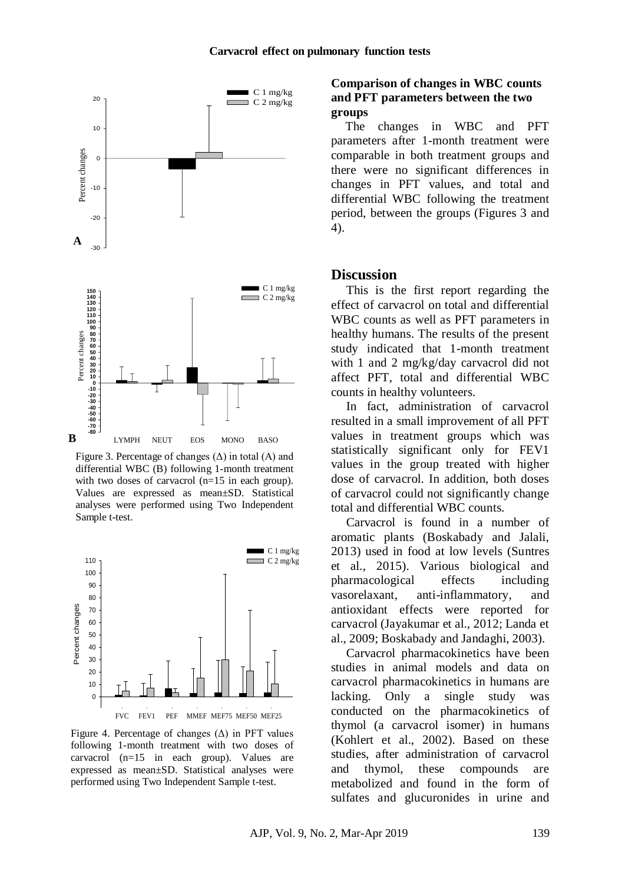C 1 mg/kg
C 2 mg/kg

20
10
0
-10
-20
-30

Percent changes

A

C 1 mg/kg
C 2 mg/kg

150
140
130
120
110
100
90
80
70
60
50
40
30
20
10
0
-10
-20
-30
-40
-50
-60
-70
-80

Percent changes

B

LYMPH NEUT EOS MONO BASO

Figure 3. Percentage of changes (Δ) in total (A) and differential WBC (B) following 1-month treatment with two doses of carvacrol (n=15 in each group). Values are expressed as mean±SD. Statistical analyses were performed using Two Independent Sample t-test.

C 1 mg/kg
C 2 mg/kg

110
100
90
80
70
60
50
40
30
20
10
0

Percent changes

FVC FEV1 PEF MMEF MEF75 MEF50 MEF25

Figure 4. Percentage of changes (Δ) in PFT values following 1-month treatment with two doses of carvacrol (n=15 in each group). Values are expressed as mean±SD. Statistical analyses were performed using Two Independent Sample t-test.

**Comparison of changes in WBC counts and PFT parameters between the two groups**

The changes in WBC and PFT parameters after 1-month treatment were comparable in both treatment groups and there were no significant differences in changes in PFT values, and total and differential WBC following the treatment period, between the groups (Figures 3 and 4).

## Discussion

This is the first report regarding the effect of carvacrol on total and differential WBC counts as well as PFT parameters in healthy humans. The results of the present study indicated that 1-month treatment with 1 and 2 mg/kg/day carvacrol did not affect PFT, total and differential WBC counts in healthy volunteers.

In fact, administration of carvacrol resulted in a small improvement of all PFT values in treatment groups which was statistically significant only for FEV1 values in the group treated with higher dose of carvacrol. In addition, both doses of carvacrol could not significantly change total and differential WBC counts.

Carvacrol is found in a number of aromatic plants (Boskabady and Jalali, 2013) used in food at low levels (Suntres et al., 2015). Various biological and pharmacological effects including vasorelaxant, anti-inflammatory, and antioxidant effects were reported for carvacrol (Jayakumar et al., 2012; Landa et al., 2009; Boskabady and Jandaghi, 2003).

Carvacrol pharmacokinetics have been studies in animal models and data on carvacrol pharmacokinetics in humans are lacking. Only a single study was conducted on the pharmacokinetics of thymol (a carvacrol isomer) in humans (Kohlert et al., 2002). Based on these studies, after administration of carvacrol and thymol, these compounds are metabolized and found in the form of sulfates and glucuronides in urine and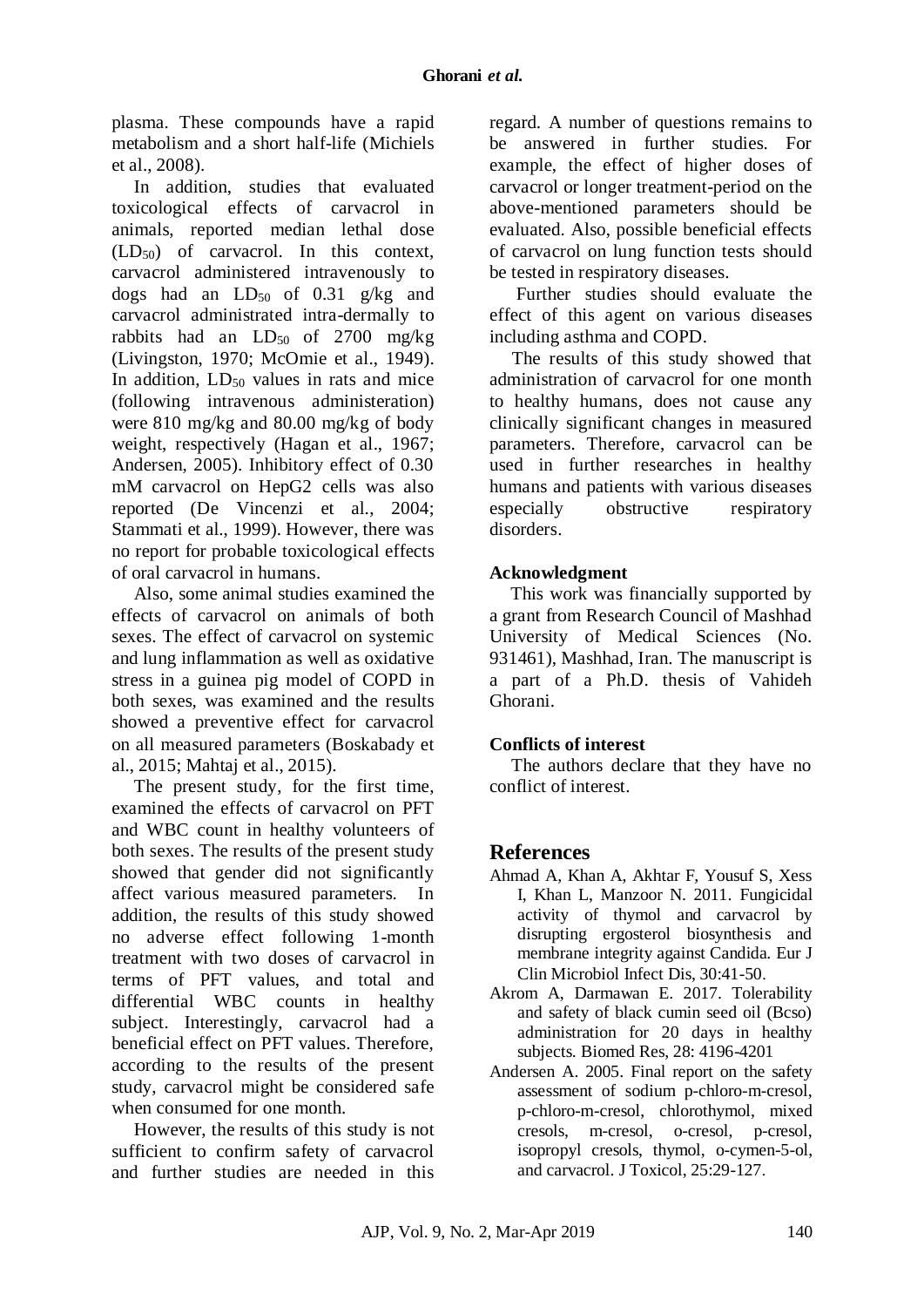plasma. These compounds have a rapid metabolism and a short half-life (Michiels et al., 2008).

In addition, studies that evaluated toxicological effects of carvacrol in animals, reported median lethal dose ($LD_{50}$) of carvacrol. In this context, carvacrol administered intravenously to dogs had an $LD_{50}$ of 0.31 g/kg and carvacrol administrated intra-dermally to rabbits had an $LD_{50}$ of 2700 mg/kg (Livingston, 1970; McOmie et al., 1949). In addition, $LD_{50}$ values in rats and mice (following intravenous administeration) were 810 mg/kg and 80.00 mg/kg of body weight, respectively (Hagan et al., 1967; Andersen, 2005). Inhibitory effect of 0.30 mM carvacrol on HepG2 cells was also reported (De Vincenzi et al., 2004; Stammati et al., 1999). However, there was no report for probable toxicological effects of oral carvacrol in humans.

Also, some animal studies examined the effects of carvacrol on animals of both sexes. The effect of carvacrol on systemic and lung inflammation as well as oxidative stress in a guinea pig model of COPD in both sexes, was examined and the results showed a preventive effect for carvacrol on all measured parameters (Boskabady et al., 2015; Mahtaj et al., 2015).

The present study, for the first time, examined the effects of carvacrol on PFT and WBC count in healthy volunteers of both sexes. The results of the present study showed that gender did not significantly affect various measured parameters. In addition, the results of this study showed no adverse effect following 1-month treatment with two doses of carvacrol in terms of PFT values, and total and differential WBC counts in healthy subject. Interestingly, carvacrol had a beneficial effect on PFT values. Therefore, according to the results of the present study, carvacrol might be considered safe when consumed for one month.

However, the results of this study is not sufficient to confirm safety of carvacrol and further studies are needed in this regard. A number of questions remains to be answered in further studies. For example, the effect of higher doses of carvacrol or longer treatment-period on the above-mentioned parameters should be evaluated. Also, possible beneficial effects of carvacrol on lung function tests should be tested in respiratory diseases.

Further studies should evaluate the effect of this agent on various diseases including asthma and COPD.

The results of this study showed that administration of carvacrol for one month to healthy humans, does not cause any clinically significant changes in measured parameters. Therefore, carvacrol can be used in further researches in healthy humans and patients with various diseases especially obstructive respiratory disorders.

**Acknowledgment**

This work was financially supported by a grant from Research Council of Mashhad University of Medical Sciences (No. 931461), Mashhad, Iran. The manuscript is a part of a Ph.D. thesis of Vahideh Ghorani.

**Conflicts of interest**

The authors declare that they have no conflict of interest.

## References

Ahmad A, Khan A, Akhtar F, Yousuf S, Xess I, Khan L, Manzoor N. 2011. Fungicidal activity of thymol and carvacrol by disrupting ergosterol biosynthesis and membrane integrity against Candida. Eur J Clin Microbiol Infect Dis, 30:41-50.

Akrom A, Darmawan E. 2017. Tolerability and safety of black cumin seed oil (Bcso) administration for 20 days in healthy subjects. Biomed Res, 28: 4196-4201

Andersen A. 2005. Final report on the safety assessment of sodium p-chloro-m-cresol, p-chloro-m-cresol, chlorothymol, mixed cresols, m-cresol, o-cresol, p-cresol, isopropyl cresols, thymol, o-cymen-5-ol, and carvacrol. J Toxicol, 25:29-127.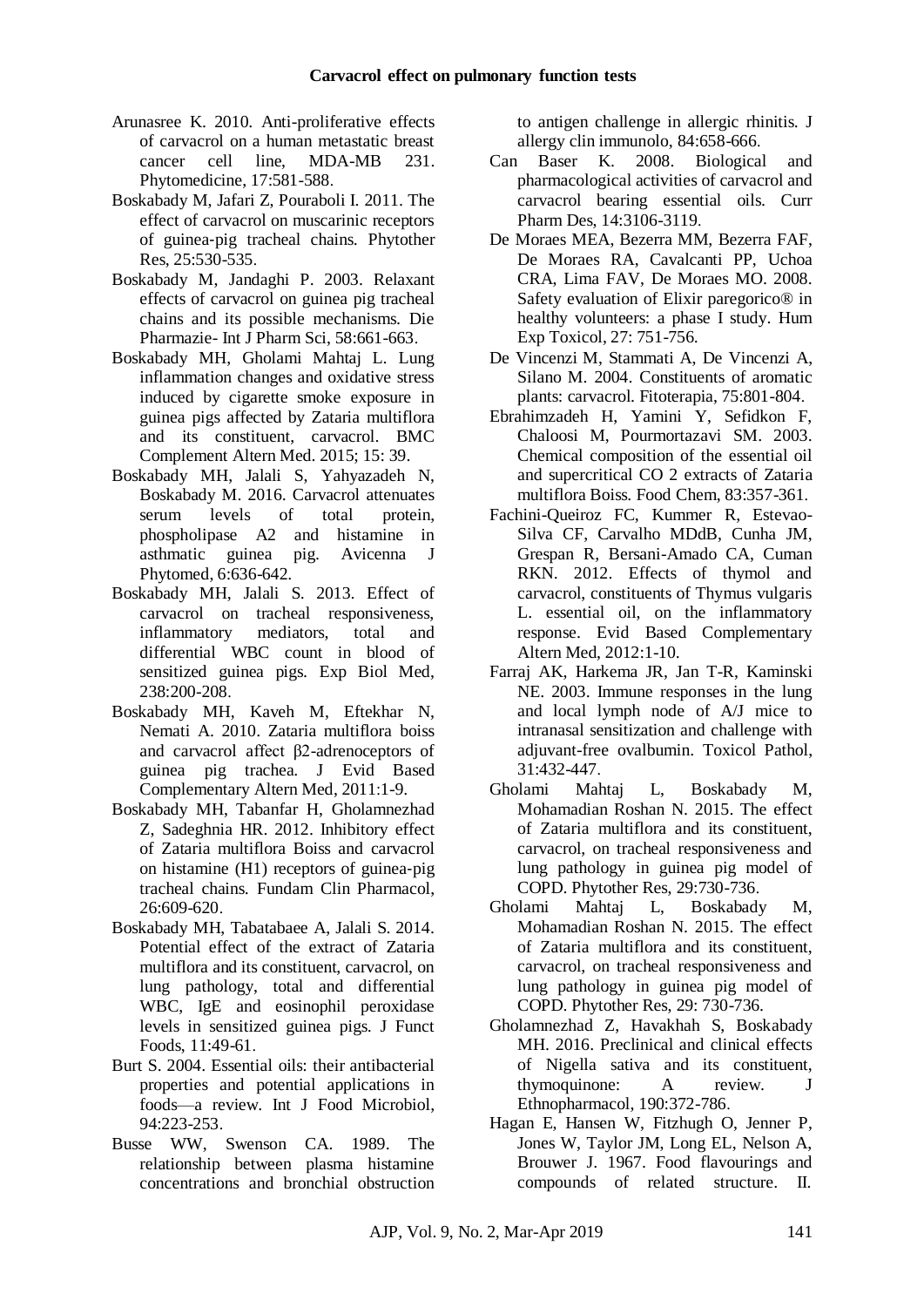Arunasree K. 2010. Anti-proliferative effects of carvacrol on a human metastatic breast cancer cell line, MDA-MB 231. Phytomedicine, 17:581-588.

Boskabady M, Jafari Z, Pouraboli I. 2011. The effect of carvacrol on muscarinic receptors of guinea-pig tracheal chains. Phytother Res, 25:530-535.

Boskabady M, Jandaghi P. 2003. Relaxant effects of carvacrol on guinea pig tracheal chains and its possible mechanisms. Die Pharmazie- Int J Pharm Sci, 58:661-663.

Boskabady MH, Gholami Mahtaj L. Lung inflammation changes and oxidative stress induced by cigarette smoke exposure in guinea pigs affected by Zataria multiflora and its constituent, carvacrol. BMC Complement Altern Med. 2015; 15: 39.

Boskabady MH, Jalali S, Yahyazadeh N, Boskabady M. 2016. Carvacrol attenuates serum levels of total protein, phospholipase A2 and histamine in asthmatic guinea pig. Avicenna J Phytomed, 6:636-642.

Boskabady MH, Jalali S. 2013. Effect of carvacrol on tracheal responsiveness, inflammatory mediators, total and differential WBC count in blood of sensitized guinea pigs. Exp Biol Med, 238:200-208.

Boskabady MH, Kaveh M, Eftekhar N, Nemati A. 2010. Zataria multiflora boiss and carvacrol affect β2-adrenoceptors of guinea pig trachea. J Evid Based Complementary Altern Med, 2011:1-9.

Boskabady MH, Tabanfar H, Gholamnezhad Z, Sadeghnia HR. 2012. Inhibitory effect of Zataria multiflora Boiss and carvacrol on histamine (H1) receptors of guinea-pig tracheal chains. Fundam Clin Pharmacol, 26:609-620.

Boskabady MH, Tabatabaee A, Jalali S. 2014. Potential effect of the extract of Zataria multiflora and its constituent, carvacrol, on lung pathology, total and differential WBC, IgE and eosinophil peroxidase levels in sensitized guinea pigs. J Funct Foods, 11:49-61.

Burt S. 2004. Essential oils: their antibacterial properties and potential applications in foods—a review. Int J Food Microbiol, 94:223-253.

Busse WW, Swenson CA. 1989. The relationship between plasma histamine concentrations and bronchial obstruction to antigen challenge in allergic rhinitis. J allergy clin immunolo, 84:658-666.

Can Baser K. 2008. Biological and pharmacological activities of carvacrol and carvacrol bearing essential oils. Curr Pharm Des, 14:3106-3119.

De Moraes MEA, Bezerra MM, Bezerra FAF, De Moraes RA, Cavalcanti PP, Uchoa CRA, Lima FAV, De Moraes MO. 2008. Safety evaluation of Elixir paregorico® in healthy volunteers: a phase I study. Hum Exp Toxicol, 27: 751-756.

De Vincenzi M, Stammati A, De Vincenzi A, Silano M. 2004. Constituents of aromatic plants: carvacrol. Fitoterapia, 75:801-804.

Ebrahimzadeh H, Yamini Y, Sefidkon F, Chaloosi M, Pourmortazavi SM. 2003. Chemical composition of the essential oil and supercritical CO 2 extracts of Zataria multiflora Boiss. Food Chem, 83:357-361.

Fachini-Queiroz FC, Kummer R, Estevao-Silva CF, Carvalho MDdB, Cunha JM, Grespan R, Bersani-Amado CA, Cuman RKN. 2012. Effects of thymol and carvacrol, constituents of Thymus vulgaris L. essential oil, on the inflammatory response. Evid Based Complementary Altern Med, 2012:1-10.

Farraj AK, Harkema JR, Jan T-R, Kaminski NE. 2003. Immune responses in the lung and local lymph node of A/J mice to intranasal sensitization and challenge with adjuvant-free ovalbumin. Toxicol Pathol, 31:432-447.

Gholami Mahtaj L, Boskabady M, Mohamadian Roshan N. 2015. The effect of Zataria multiflora and its constituent, carvacrol, on tracheal responsiveness and lung pathology in guinea pig model of COPD. Phytother Res, 29:730-736.

Gholami Mahtaj L, Boskabady M, Mohamadian Roshan N. 2015. The effect of Zataria multiflora and its constituent, carvacrol, on tracheal responsiveness and lung pathology in guinea pig model of COPD. Phytother Res, 29: 730-736.

Gholamnezhad Z, Havakhah S, Boskabady MH. 2016. Preclinical and clinical effects of Nigella sativa and its constituent, thymoquinone: A review. J Ethnopharmacol, 190:372-786.

Hagan E, Hansen W, Fitzhugh O, Jenner P, Jones W, Taylor JM, Long EL, Nelson A, Brouwer J. 1967. Food flavourings and compounds of related structure. II.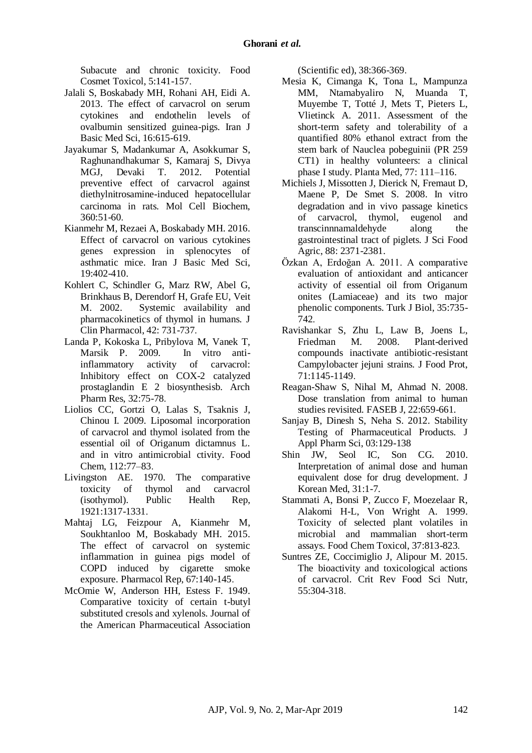Subacute and chronic toxicity. Food Cosmet Toxicol, 5:141-157.

Jalali S, Boskabady MH, Rohani AH, Eidi A. 2013. The effect of carvacrol on serum cytokines and endothelin levels of ovalbumin sensitized guinea-pigs. Iran J Basic Med Sci, 16:615-619.

Jayakumar S, Madankumar A, Asokkumar S, Raghunandhakumar S, Kamaraj S, Divya MGJ, Devaki T. 2012. Potential preventive effect of carvacrol against diethylnitrosamine-induced hepatocellular carcinoma in rats. Mol Cell Biochem, 360:51-60.

Kianmehr M, Rezaei A, Boskabady MH. 2016. Effect of carvacrol on various cytokines genes expression in splenocytes of asthmatic mice. Iran J Basic Med Sci, 19:402-410.

Kohlert C, Schindler G, Marz RW, Abel G, Brinkhaus B, Derendorf H, Grafe EU, Veit M. 2002. Systemic availability and pharmacokinetics of thymol in humans. J Clin Pharmacol, 42: 731-737.

Landa P, Kokoska L, Pribylova M, Vanek T, Marsik P. 2009. In vitro anti-inflammatory activity of carvacrol: Inhibitory effect on COX-2 catalyzed prostaglandin E 2 biosynthesisb. Arch Pharm Res, 32:75-78.

Liolios CC, Gortzi O, Lalas S, Tsaknis J, Chinou I. 2009. Liposomal incorporation of carvacrol and thymol isolated from the essential oil of Origanum dictamnus L. and in vitro antimicrobial ctivity. Food Chem, 112:77–83.

Livingston AE. 1970. The comparative toxicity of thymol and carvacrol (isothymol). Public Health Rep, 1921:1317-1331.

Mahtaj LG, Feizpour A, Kianmehr M, Soukhtanloo M, Boskabady MH. 2015. The effect of carvacrol on systemic inflammation in guinea pigs model of COPD induced by cigarette smoke exposure. Pharmacol Rep, 67:140-145.

McOmie W, Anderson HH, Estess F. 1949. Comparative toxicity of certain t-butyl substituted cresols and xylenols. Journal of the American Pharmaceutical Association (Scientific ed), 38:366-369.

Mesia K, Cimanga K, Tona L, Mampunza MM, Ntamabyaliro N, Muanda T, Muyembe T, Totté J, Mets T, Pieters L, Vlietinck A. 2011. Assessment of the short-term safety and tolerability of a quantified 80% ethanol extract from the stem bark of Nauclea pobeguinii (PR 259 CT1) in healthy volunteers: a clinical phase I study. Planta Med, 77: 111–116.

Michiels J, Missotten J, Dierick N, Fremaut D, Maene P, De Smet S. 2008. In vitro degradation and in vivo passage kinetics of carvacrol, thymol, eugenol and transcinnnamaldehyde along the gastrointestinal tract of piglets. J Sci Food Agric, 88: 2371-2381.

Özkan A, Erdoğan A. 2011. A comparative evaluation of antioxidant and anticancer activity of essential oil from Origanum onites (Lamiaceae) and its two major phenolic components. Turk J Biol, 35:735-742.

Ravishankar S, Zhu L, Law B, Joens L, Friedman M. 2008. Plant-derived compounds inactivate antibiotic-resistant Campylobacter jejuni strains. J Food Prot, 71:1145-1149.

Reagan-Shaw S, Nihal M, Ahmad N. 2008. Dose translation from animal to human studies revisited. FASEB J, 22:659-661.

Sanjay B, Dinesh S, Neha S. 2012. Stability Testing of Pharmaceutical Products. J Appl Pharm Sci, 03:129-138

Shin JW, Seol IC, Son CG. 2010. Interpretation of animal dose and human equivalent dose for drug development. J Korean Med, 31:1-7.

Stammati A, Bonsi P, Zucco F, Moezelaar R, Alakomi H-L, Von Wright A. 1999. Toxicity of selected plant volatiles in microbial and mammalian short-term assays. Food Chem Toxicol, 37:813-823.

Suntres ZE, Coccimiglio J, Alipour M. 2015. The bioactivity and toxicological actions of carvacrol. Crit Rev Food Sci Nutr, 55:304-318.